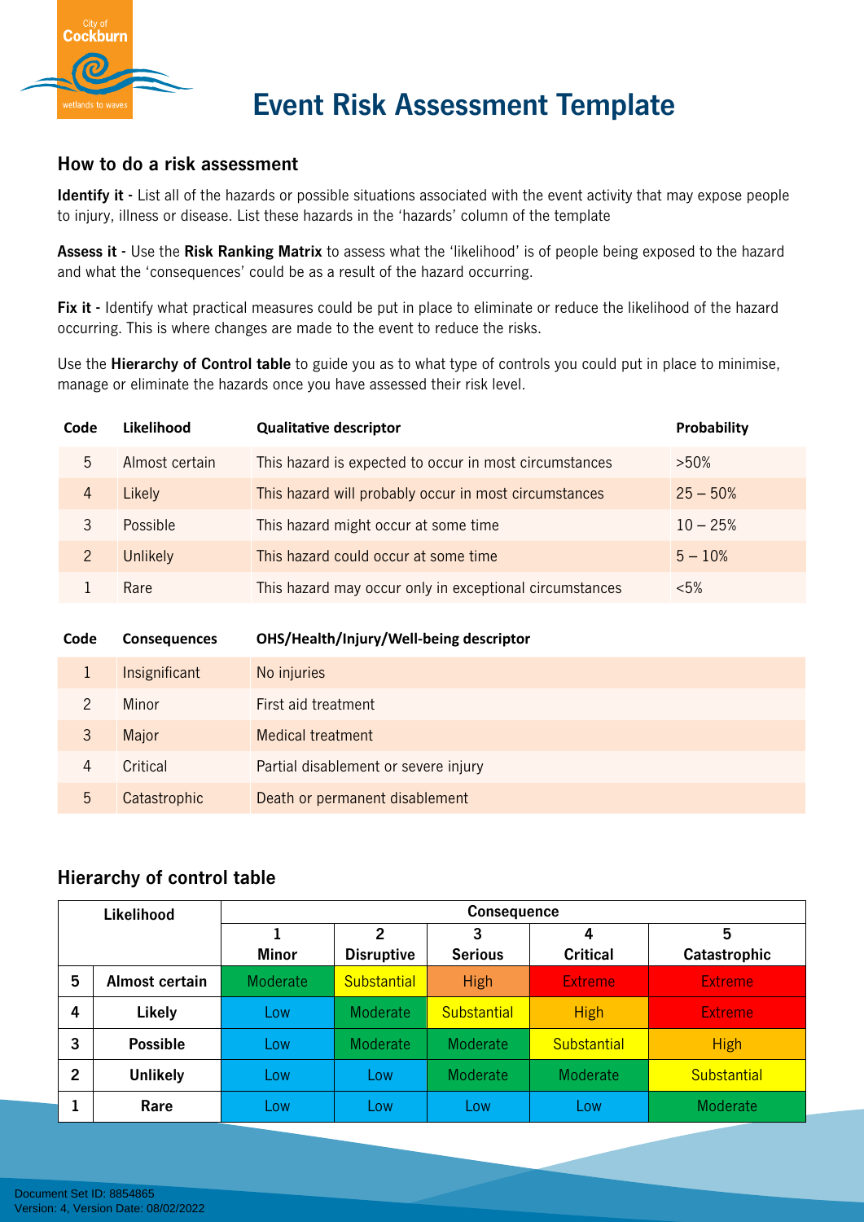# Event Risk Assessment Template

## How to do a risk assessment

**Identify it -** List all of the hazards or possible situations associated with the event activity that may expose people to injury, illness or disease. List these hazards in the 'hazards' column of the template

**Assess it -** Use the **Risk Ranking Matrix** to assess what the 'likelihood' is of people being exposed to the hazard and what the 'consequences' could be as a result of the hazard occurring.

**Fix it -** Identify what practical measures could be put in place to eliminate or reduce the likelihood of the hazard occurring. This is where changes are made to the event to reduce the risks.

Use the **Hierarchy of Control table** to guide you as to what type of controls you could put in place to minimise, manage or eliminate the hazards once you have assessed their risk level.

| Code | Likelihood | Qualitative descriptor | Probability |
|---|---|---|---|
| 5 | Almost certain | This hazard is expected to occur in most circumstances | >50% |
| 4 | Likely | This hazard will probably occur in most circumstances | 25 – 50% |
| 3 | Possible | This hazard might occur at some time | 10 – 25% |
| 2 | Unlikely | This hazard could occur at some time | 5 – 10% |
| 1 | Rare | This hazard may occur only in exceptional circumstances | <5% |

| Code | Consequences | OHS/Health/Injury/Well-being descriptor |
|---|---|---|
| 1 | Insignificant | No injuries |
| 2 | Minor | First aid treatment |
| 3 | Major | Medical treatment |
| 4 | Critical | Partial disablement or severe injury |
| 5 | Catastrophic | Death or permanent disablement |

## Hierarchy of control table

| Likelihood | | Consequence | | | | |
|---|---|---|---|---|---|---|
| | | 1 Minor | 2 Disruptive | 3 Serious | 4 Critical | 5 Catastrophic |
| 5 | Almost certain | Moderate | Substantial | High | Extreme | Extreme |
| 4 | Likely | Low | Moderate | Substantial | High | Extreme |
| 3 | Possible | Low | Moderate | Moderate | Substantial | High |
| 2 | Unlikely | Low | Low | Moderate | Moderate | Substantial |
| 1 | Rare | Low | Low | Low | Low | Moderate |

Document Set ID: 8854865
Version: 4, Version Date: 08/02/2022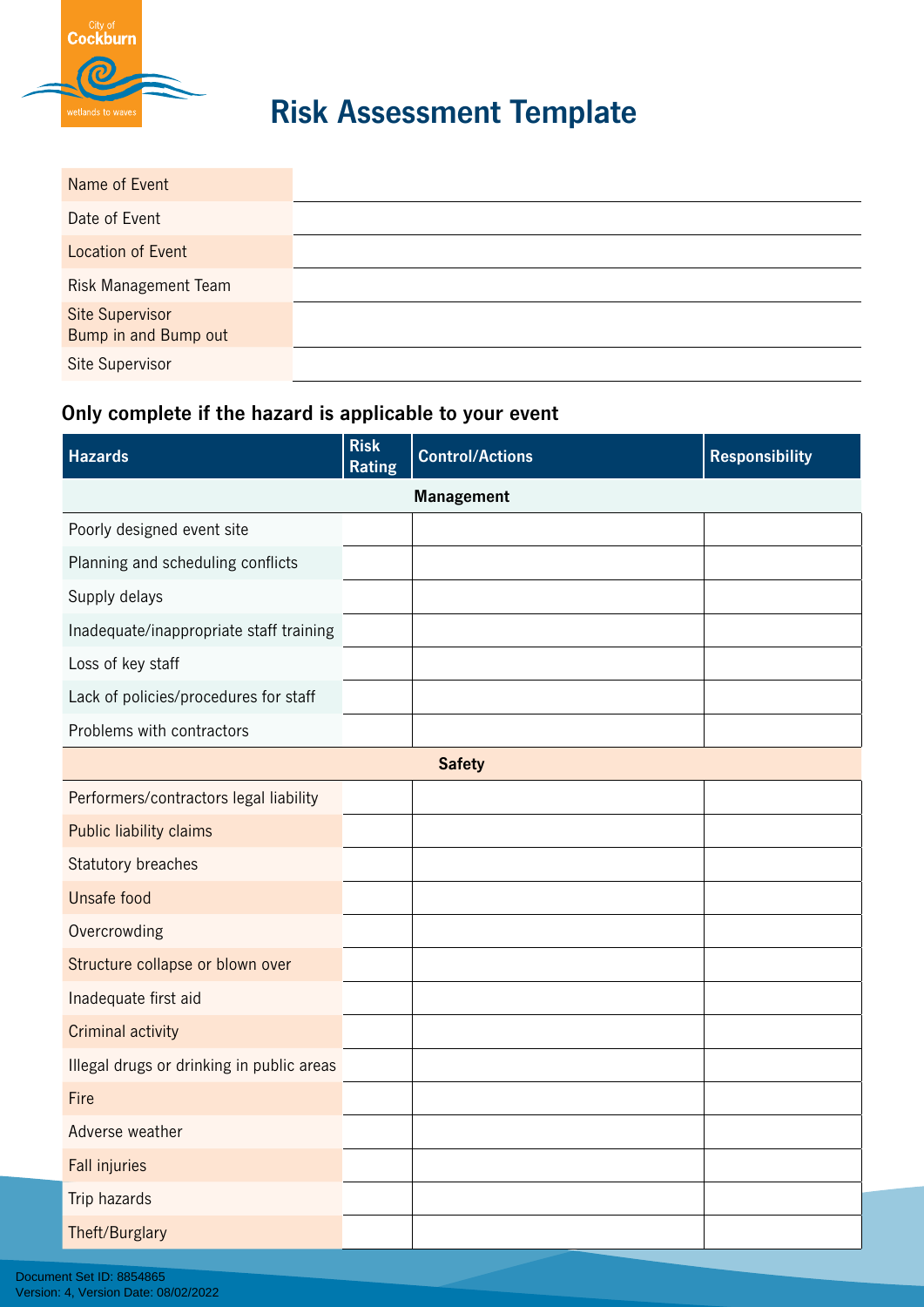City of Cockburn
wetlands to waves

# Risk Assessment Template

| | |
|---|---|
| Name of Event | |
| Date of Event | |
| Location of Event | |
| Risk Management Team | |
| Site Supervisor<br>Bump in and Bump out | |
| Site Supervisor | |

### Only complete if the hazard is applicable to your event

| Hazards | Risk Rating | Control/Actions | Responsibility |
|---|---|---|---|
| **Management** | | | |
| Poorly designed event site | | | |
| Planning and scheduling conflicts | | | |
| Supply delays | | | |
| Inadequate/inappropriate staff training | | | |
| Loss of key staff | | | |
| Lack of policies/procedures for staff | | | |
| Problems with contractors | | | |
| **Safety** | | | |
| Performers/contractors legal liability | | | |
| Public liability claims | | | |
| Statutory breaches | | | |
| Unsafe food | | | |
| Overcrowding | | | |
| Structure collapse or blown over | | | |
| Inadequate first aid | | | |
| Criminal activity | | | |
| Illegal drugs or drinking in public areas | | | |
| Fire | | | |
| Adverse weather | | | |
| Fall injuries | | | |
| Trip hazards | | | |
| Theft/Burglary | | | |

Document Set ID: 8854865
Version: 4, Version Date: 08/02/2022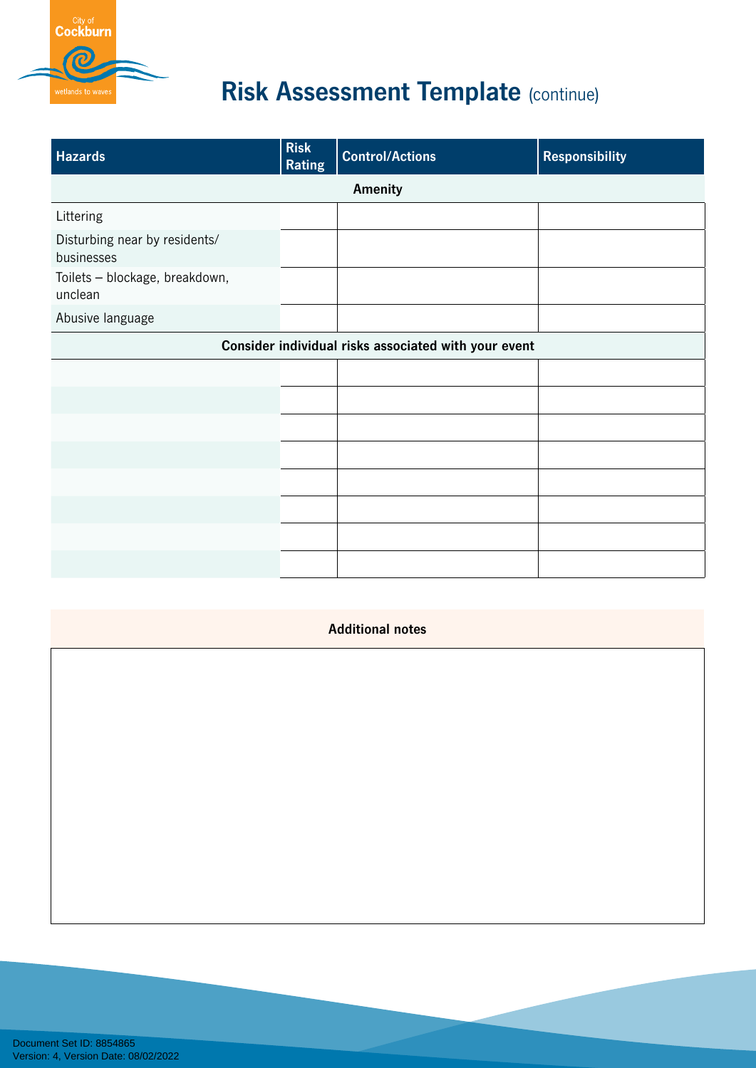# Risk Assessment Template (continue)

| Hazards | Risk Rating | Control/Actions | Responsibility |
|---|---|---|---|
| **Amenity** | | | |
| Littering | | | |
| Disturbing near by residents/ businesses | | | |
| Toilets – blockage, breakdown, unclean | | | |
| Abusive language | | | |
| **Consider individual risks associated with your event** | | | |
| | | | |
| | | | |
| | | | |
| | | | |
| | | | |
| | | | |
| | | | |
| | | | |

| Additional notes |
|---|
| |

Document Set ID: 8854865
Version: 4, Version Date: 08/02/2022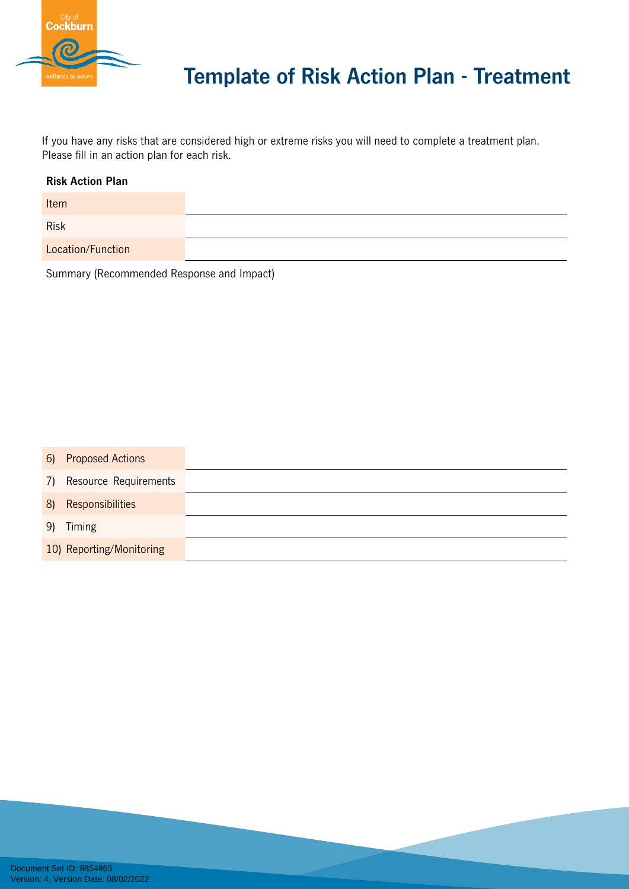# Template of Risk Action Plan - Treatment

If you have any risks that are considered high or extreme risks you will need to complete a treatment plan. Please fill in an action plan for each risk.

**Risk Action Plan**

| | |
|---|---|
| Item | |
| Risk | |
| Location/Function | |

Summary (Recommended Response and Impact)

| | |
|---|---|
| 6) Proposed Actions | |
| 7) Resource Requirements | |
| 8) Responsibilities | |
| 9) Timing | |
| 10) Reporting/Monitoring | |

Document Set ID: 8854865
Version: 4, Version Date: 08/02/2022